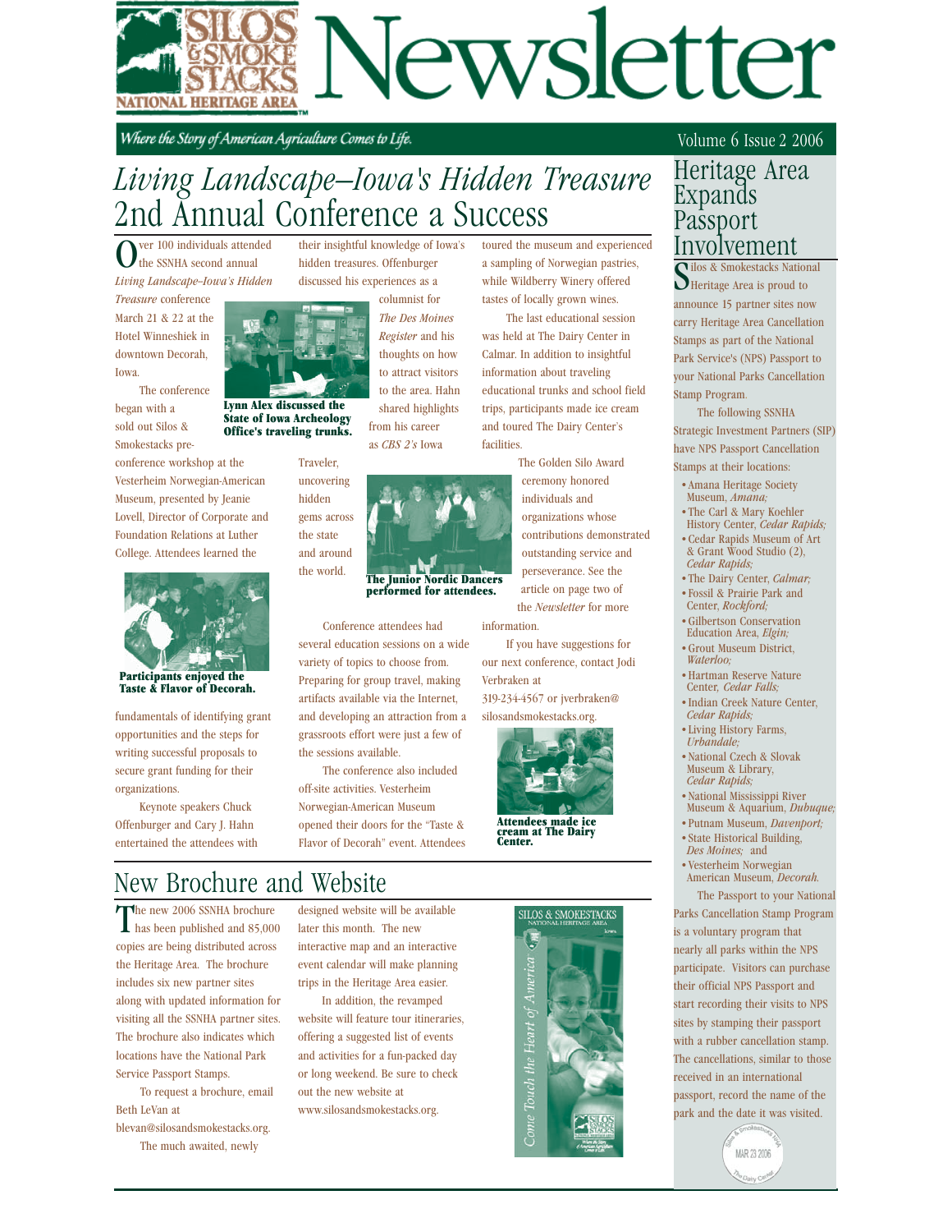# Silos & Smokestacks National Heritage Area Newsletter

*Where the Story of American Agriculture Comes to Life.*

Volume 6 Issue 2 2006

## *Living Landscape–Iowa's Hidden Treasure* 2nd Annual Conference a Success

Over 100 individuals attended the SSNHA second annual *Living Landscape–Iowa's Hidden Treasure* conference March 21 & 22 at the Hotel Winneshiek in downtown Decorah, Iowa.

The conference began with a sold out Silos & Smokestacks pre-conference workshop at the Vesterheim Norwegian-American Museum, presented by Jeanie Lovell, Director of Corporate and Foundation Relations at Luther College. Attendees learned the fundamentals of identifying grant opportunities and the steps for writing successful proposals to secure grant funding for their organizations.

**Participants enjoyed the Taste & Flavor of Decorah.**

Keynote speakers Chuck Offenburger and Cary J. Hahn entertained the attendees with their insightful knowledge of Iowa's hidden treasures. Offenburger discussed his experiences as a columnist for *The Des Moines Register* and his thoughts on how to attract visitors to the area. Hahn shared highlights from his career as *CBS 2's* Iowa Traveler, uncovering hidden gems across the state and around the world.

**Lynn Alex discussed the State of Iowa Archeology Office's traveling trunks.**

**The Junior Nordic Dancers performed for attendees.**

Conference attendees had several education sessions on a wide variety of topics to choose from. Preparing for group travel, making artifacts available via the Internet, and developing an attraction from a grassroots effort were just a few of the sessions available.

The conference also included off-site activities. Vesterheim Norwegian-American Museum opened their doors for the "Taste & Flavor of Decorah" event. Attendees toured the museum and experienced a sampling of Norwegian pastries, while Wildberry Winery offered tastes of locally grown wines.

The last educational session was held at The Dairy Center in Calmar. In addition to insightful information about traveling educational trunks and school field trips, participants made ice cream and toured The Dairy Center's facilities.

The Golden Silo Award ceremony honored individuals and organizations whose contributions demonstrated outstanding service and perseverance. See the article on page two of the *Newsletter* for more information.

If you have suggestions for our next conference, contact Jodi Verbraken at 319-234-4567 or jverbraken@silosandsmokestacks.org.

**Attendees made ice cream at The Dairy Center.**

## New Brochure and Website

The new 2006 SSNHA brochure has been published and 85,000 copies are being distributed across the Heritage Area. The brochure includes six new partner sites along with updated information for visiting all the SSNHA partner sites. The brochure also indicates which locations have the National Park Service Passport Stamps.

To request a brochure, email Beth LeVan at blevan@silosandsmokestacks.org.

The much awaited, newly designed website will be available later this month. The new interactive map and an interactive event calendar will make planning trips in the Heritage Area easier.

In addition, the revamped website will feature tour itineraries, offering a suggested list of events and activities for a fun-packed day or long weekend. Be sure to check out the new website at www.silosandsmokestacks.org.

## Heritage Area Expands Passport Involvement

Silos & Smokestacks National Heritage Area is proud to announce 15 partner sites now carry Heritage Area Cancellation Stamps as part of the National Park Service's (NPS) Passport to your National Parks Cancellation Stamp Program.

The following SSNHA Strategic Investment Partners (SIP) have NPS Passport Cancellation Stamps at their locations:

- Amana Heritage Society Museum, *Amana;*
- The Carl & Mary Koehler History Center, *Cedar Rapids;*
- Cedar Rapids Museum of Art & Grant Wood Studio (2), *Cedar Rapids;*
- The Dairy Center, *Calmar;*
- Fossil & Prairie Park and Center, *Rockford;*
- Gilbertson Conservation Education Area, *Elgin;*
- Grout Museum District, *Waterloo;*
- Hartman Reserve Nature Center, *Cedar Falls;*
- Indian Creek Nature Center, *Cedar Rapids;*
- Living History Farms, *Urbandale;*
- National Czech & Slovak Museum & Library, *Cedar Rapids;*
- National Mississippi River Museum & Aquarium, *Dubuque;*
- Putnam Museum, *Davenport;*
- State Historical Building, *Des Moines;* and
- Vesterheim Norwegian American Museum, *Decorah.*

The Passport to your National Parks Cancellation Stamp Program is a voluntary program that nearly all parks within the NPS participate. Visitors can purchase their official NPS Passport and start recording their visits to NPS sites by stamping their passport with a rubber cancellation stamp. The cancellations, similar to those received in an international passport, record the name of the park and the date it was visited.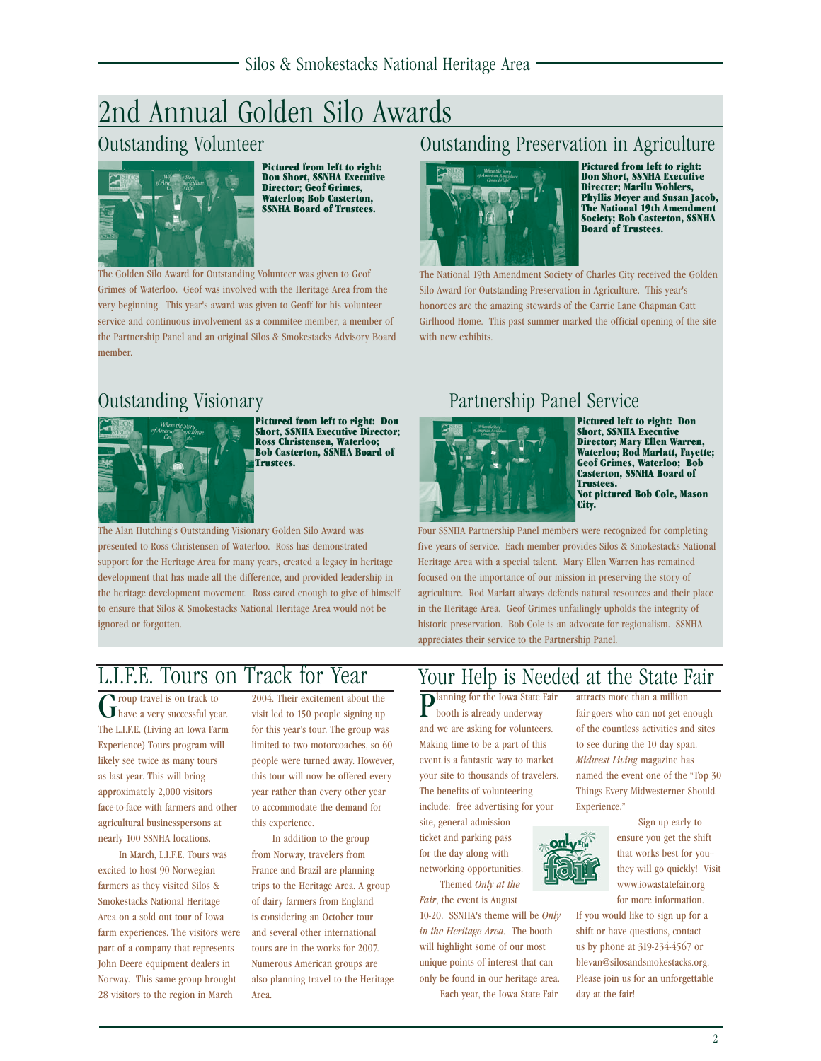# 2nd Annual Golden Silo Awards

## Outstanding Volunteer

**Pictured from left to right: Don Short, SSNHA Executive Director; Geof Grimes, Waterloo; Bob Casterton, SSNHA Board of Trustees.**

The Golden Silo Award for Outstanding Volunteer was given to Geof Grimes of Waterloo. Geof was involved with the Heritage Area from the very beginning. This year's award was given to Geoff for his volunteer service and continuous involvement as a commitee member, a member of the Partnership Panel and an original Silos & Smokestacks Advisory Board member.

## Outstanding Preservation in Agriculture

**Pictured from left to right: Don Short, SSNHA Executive Directer; Marilu Wohlers, Phyllis Meyer and Susan Jacob, The National 19th Amendment Society; Bob Casterton, SSNHA Board of Trustees.**

The National 19th Amendment Society of Charles City received the Golden Silo Award for Outstanding Preservation in Agriculture. This year's honorees are the amazing stewards of the Carrie Lane Chapman Catt Girlhood Home. This past summer marked the official opening of the site with new exhibits.

## Outstanding Visionary

**Pictured from left to right: Don Short, SSNHA Executive Director; Ross Christensen, Waterloo; Bob Casterton, SSNHA Board of Trustees.**

The Alan Hutching's Outstanding Visionary Golden Silo Award was presented to Ross Christensen of Waterloo. Ross has demonstrated support for the Heritage Area for many years, created a legacy in heritage development that has made all the difference, and provided leadership in the heritage development movement. Ross cared enough to give of himself to ensure that Silos & Smokestacks National Heritage Area would not be ignored or forgotten.

## Partnership Panel Service

**Pictured left to right: Don Short, SSNHA Executive Director; Mary Ellen Warren, Waterloo; Rod Marlatt, Fayette; Geof Grimes, Waterloo; Bob Casterton, SSNHA Board of Trustees.**
**Not pictured Bob Cole, Mason City.**

Four SSNHA Partnership Panel members were recognized for completing five years of service. Each member provides Silos & Smokestacks National Heritage Area with a special talent. Mary Ellen Warren has remained focused on the importance of our mission in preserving the story of agriculture. Rod Marlatt always defends natural resources and their place in the Heritage Area. Geof Grimes unfailingly upholds the integrity of historic preservation. Bob Cole is an advocate for regionalism. SSNHA appreciates their service to the Partnership Panel.

# L.I.F.E. Tours on Track for Year

Group travel is on track to have a very successful year. The L.I.F.E. (Living an Iowa Farm Experience) Tours program will likely see twice as many tours as last year. This will bring approximately 2,000 visitors face-to-face with farmers and other agricultural businesspersons at nearly 100 SSNHA locations.

In March, L.I.F.E. Tours was excited to host 90 Norwegian farmers as they visited Silos & Smokestacks National Heritage Area on a sold out tour of Iowa farm experiences. The visitors were part of a company that represents John Deere equipment dealers in Norway. This same group brought 28 visitors to the region in March 2004. Their excitement about the visit led to 150 people signing up for this year's tour. The group was limited to two motorcoaches, so 60 people were turned away. However, this tour will now be offered every year rather than every other year to accommodate the demand for this experience.

In addition to the group from Norway, travelers from France and Brazil are planning trips to the Heritage Area. A group of dairy farmers from England is considering an October tour and several other international tours are in the works for 2007. Numerous American groups are also planning travel to the Heritage Area.

# Your Help is Needed at the State Fair

Planning for the Iowa State Fair booth is already underway and we are asking for volunteers. Making time to be a part of this event is a fantastic way to market your site to thousands of travelers. The benefits of volunteering include: free advertising for your site, general admission ticket and parking pass for the day along with networking opportunities.

Themed *Only at the Fair*, the event is August 10-20. SSNHA's theme will be *Only in the Heritage Area.* The booth will highlight some of our most unique points of interest that can only be found in our heritage area.

Each year, the Iowa State Fair attracts more than a million fair-goers who can not get enough of the countless activities and sites to see during the 10 day span. *Midwest Living* magazine has named the event one of the "Top 30 Things Every Midwesterner Should Experience."

Sign up early to ensure you get the shift that works best for you–they will go quickly! Visit www.iowastatefair.org for more information.

If you would like to sign up for a shift or have questions, contact us by phone at 319-234-4567 or blevan@silosandsmokestacks.org. Please join us for an unforgettable day at the fair!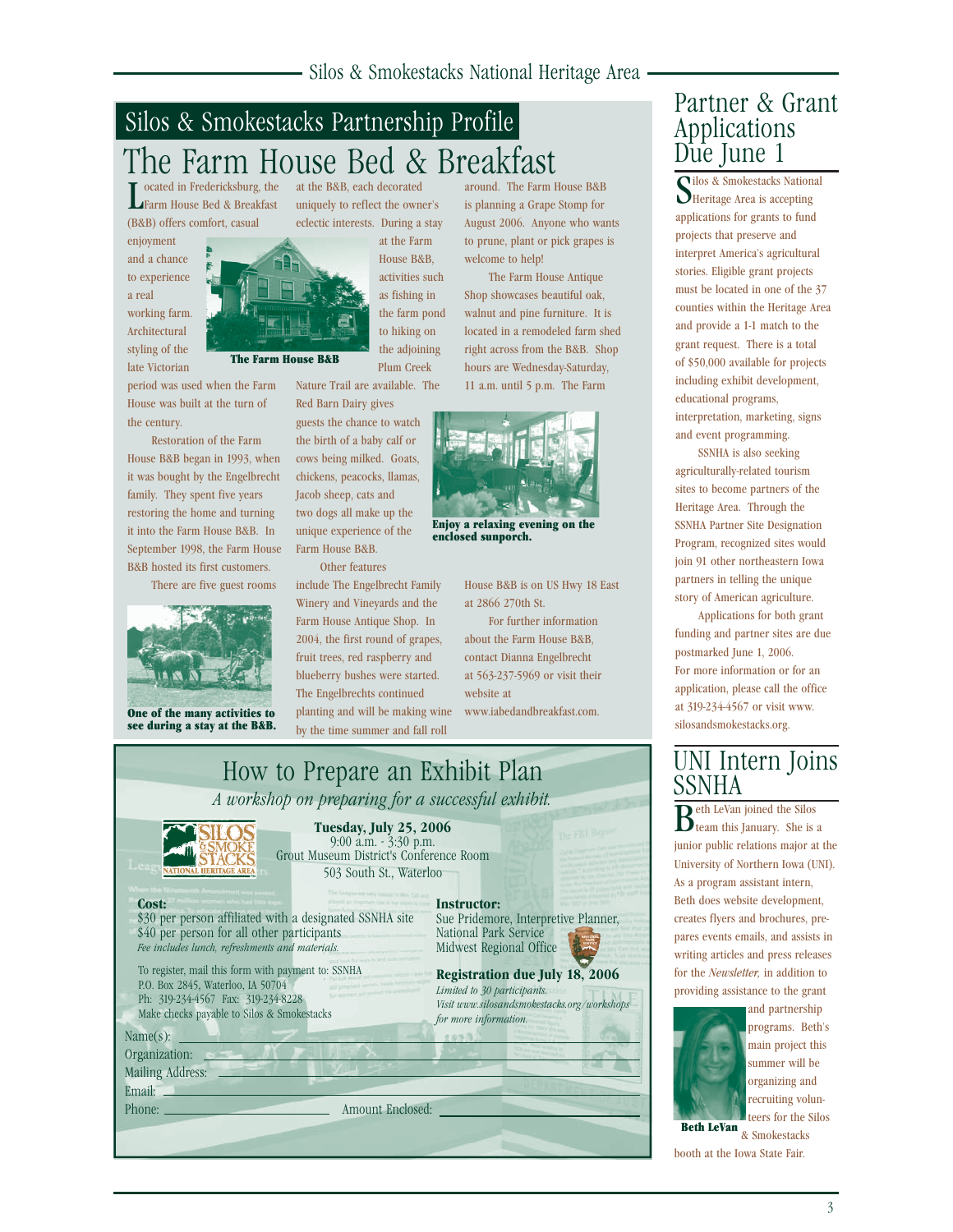## Silos & Smokestacks Partnership Profile

# The Farm House Bed & Breakfast

Located in Fredericksburg, the Farm House Bed & Breakfast (B&B) offers comfort, casual enjoyment and a chance to experience a real working farm. Architectural styling of the late Victorian period was used when the Farm House was built at the turn of the century.

**The Farm House B&B**

Restoration of the Farm House B&B began in 1993, when it was bought by the Engelbrecht family. They spent five years restoring the home and turning it into the Farm House B&B. In September 1998, the Farm House B&B hosted its first customers.

There are five guest rooms at the B&B, each decorated uniquely to reflect the owner's eclectic interests. During a stay at the Farm House B&B, activities such as fishing in the farm pond to hiking on the adjoining Plum Creek Nature Trail are available. The Red Barn Dairy gives guests the chance to watch the birth of a baby calf or cows being milked. Goats, chickens, peacocks, llamas, Jacob sheep, cats and two dogs all make up the unique experience of the Farm House B&B.

**One of the many activities to see during a stay at the B&B.**

Other features include The Engelbrecht Family Winery and Vineyards and the Farm House Antique Shop. In 2004, the first round of grapes, fruit trees, red raspberry and blueberry bushes were started. The Engelbrechts continued planting and will be making wine by the time summer and fall roll around. The Farm House B&B is planning a Grape Stomp for August 2006. Anyone who wants to prune, plant or pick grapes is welcome to help!

The Farm House Antique Shop showcases beautiful oak, walnut and pine furniture. It is located in a remodeled farm shed right across from the B&B. Shop hours are Wednesday-Saturday, 11 a.m. until 5 p.m. The Farm House B&B is on US Hwy 18 East at 2866 270th St.

**Enjoy a relaxing evening on the enclosed sunporch.**

For further information about the Farm House B&B, contact Dianna Engelbrecht at 563-237-5969 or visit their website at www.iabedandbreakfast.com.

## How to Prepare an Exhibit Plan

*A workshop on preparing for a successful exhibit.*

**Tuesday, July 25, 2006**
9:00 a.m. - 3:30 p.m.
Grout Museum District's Conference Room
503 South St., Waterloo

**Cost:**
$30 per person affiliated with a designated SSNHA site
$40 per person for all other participants
*Fee includes lunch, refreshments and materials.*

To register, mail this form with payment to: SSNHA
P.O. Box 2845, Waterloo, IA 50704
Ph: 319-234-4567 Fax: 319-234-8228
Make checks payable to Silos & Smokestacks

**Instructor:**
Sue Pridemore, Interpretive Planner, National Park Service Midwest Regional Office

**Registration due July 18, 2006**
*Limited to 30 participants.*
*Visit www.silosandsmokestacks.org/workshops for more information.*

Name(s): ____________________
Organization: ____________________
Mailing Address: ____________________
Email: ____________________
Phone: ____________________ Amount Enclosed: ____________________

## Partner & Grant Applications Due June 1

Silos & Smokestacks National Heritage Area is accepting applications for grants to fund projects that preserve and interpret America's agricultural stories. Eligible grant projects must be located in one of the 37 counties within the Heritage Area and provide a 1-1 match to the grant request. There is a total of $50,000 available for projects including exhibit development, educational programs, interpretation, marketing, signs and event programming.

SSNHA is also seeking agriculturally-related tourism sites to become partners of the Heritage Area. Through the SSNHA Partner Site Designation Program, recognized sites would join 91 other northeastern Iowa partners in telling the unique story of American agriculture.

Applications for both grant funding and partner sites are due postmarked June 1, 2006. For more information or for an application, please call the office at 319-234-4567 or visit www.silosandsmokestacks.org.

## UNI Intern Joins SSNHA

Beth LeVan joined the Silos team this January. She is a junior public relations major at the University of Northern Iowa (UNI). As a program assistant intern, Beth does website development, creates flyers and brochures, prepares events emails, and assists in writing articles and press releases for the *Newsletter,* in addition to providing assistance to the grant and partnership programs. Beth's main project this summer will be organizing and recruiting volunteers for the Silos & Smokestacks booth at the Iowa State Fair.

**Beth LeVan**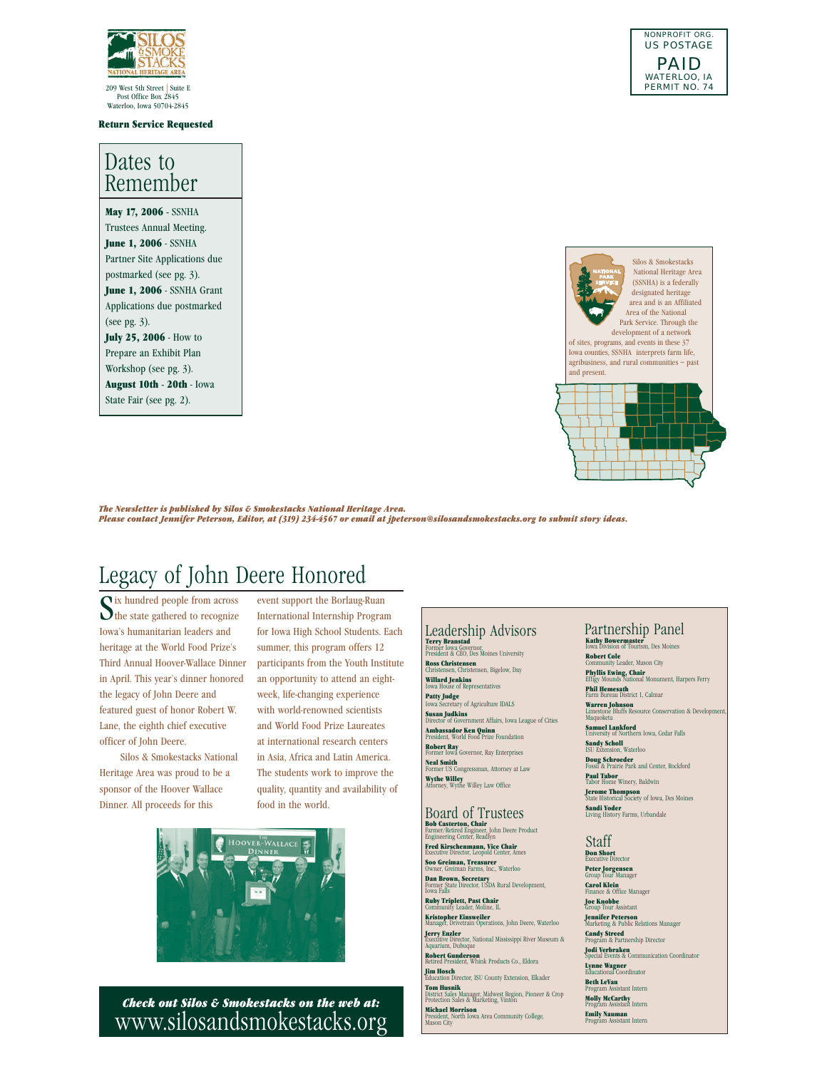209 West 5th Street | Suite E
Post Office Box 2845
Waterloo, Iowa 50704-2845

**Return Service Requested**

NONPROFIT ORG.
US POSTAGE
PAID
WATERLOO, IA
PERMIT NO. 74

## Dates to Remember

**May 17, 2006** - SSNHA Trustees Annual Meeting.

**June 1, 2006** - SSNHA Partner Site Applications due postmarked (see pg. 3).

**June 1, 2006** - SSNHA Grant Applications due postmarked (see pg. 3).

**July 25, 2006** - How to Prepare an Exhibit Plan Workshop (see pg. 3).

**August 10th - 20th** - Iowa State Fair (see pg. 2).

Silos & Smokestacks National Heritage Area (SSNHA) is a federally designated heritage area and is an Affiliated Area of the National Park Service. Through the development of a network of sites, programs, and events in these 37 Iowa counties, SSNHA interprets farm life, agribusiness, and rural communities – past and present.

***The Newsletter is published by Silos & Smokestacks National Heritage Area.***
***Please contact Jennifer Peterson, Editor, at (319) 234-4567 or email at jpeterson@silosandsmokestacks.org to submit story ideas.***

# Legacy of John Deere Honored

Six hundred people from across the state gathered to recognize Iowa's humanitarian leaders and heritage at the World Food Prize's Third Annual Hoover-Wallace Dinner in April. This year's dinner honored the legacy of John Deere and featured guest of honor Robert W. Lane, the eighth chief executive officer of John Deere.

Silos & Smokestacks National Heritage Area was proud to be a sponsor of the Hoover Wallace Dinner. All proceeds for this event support the Borlaug-Ruan International Internship Program for Iowa High School Students. Each summer, this program offers 12 participants from the Youth Institute an opportunity to attend an eight-week, life-changing experience with world-renowned scientists and World Food Prize Laureates at international research centers in Asia, Africa and Latin America. The students work to improve the quality, quantity and availability of food in the world.

***Check out Silos & Smokestacks on the web at:***
www.silosandsmokestacks.org

## Leadership Advisors

**Terry Branstad**
Former Iowa Governor, President & CEO, Des Moines University

**Ross Christensen**
Christensen, Christensen, Bigelow, Day

**Willard Jenkins**
Iowa House of Representatives

**Patty Judge**
Iowa Secretary of Agriculture IDALS

**Susan Judkins**
Director of Government Affairs, Iowa League of Cities

**Ambassador Ken Quinn**
President, World Food Prize Foundation

**Robert Ray**
Former Iowa Governor, Ray Enterprises

**Neal Smith**
Former US Congressman, Attorney at Law

**Wythe Willey**
Attorney, Wythe Willey Law Office

## Board of Trustees

**Bob Casterton, Chair**
Farmer/Retired Engineer, John Deere Product Engineering Center, Readlyn

**Fred Kirschenmann, Vice Chair**
Executive Director, Leopold Center, Ames

**Soo Greiman, Treasurer**
Owner, Greiman Farms, Inc., Waterloo

**Dan Brown, Secretary**
Former State Director, USDA Rural Development, Iowa Falls

**Ruby Triplett, Past Chair**
Community Leader, Moline, IL

**Kristopher Einsweiler**
Manager, Drivetrain Operations, John Deere, Waterloo

**Jerry Enzler**
Executive Director, National Mississippi River Museum & Aquarium, Dubuque

**Robert Gunderson**
Retired President, Whink Products Co., Eldora

**Jim Hosch**
Education Director, ISU County Extension, Elkader

**Tom Husnik**
District Sales Manager, Midwest Region, Pioneer & Crop Protection Sales & Marketing, Vinton

**Michael Morrison**
President, North Iowa Area Community College, Mason City

## Partnership Panel

**Kathy Bowermaster**
Iowa Division of Tourism, Des Moines

**Robert Cole**
Community Leader, Mason City

**Phyllis Ewing, Chair**
Effigy Mounds National Monument, Harpers Ferry

**Phil Hemesath**
Farm Bureau District 1, Calmar

**Warren Johnson**
Limestone Bluffs Resource Conservation & Development, Maquoketa

**Samuel Lankford**
University of Northern Iowa, Cedar Falls

**Sandy Scholl**
ISU Extension, Waterloo

**Doug Schroeder**
Fossil & Prairie Park and Center, Rockford

**Paul Tabor**
Tabor Home Winery, Baldwin

**Jerome Thompson**
State Historical Society of Iowa, Des Moines

**Sandi Yoder**
Living History Farms, Urbandale

## Staff

**Don Short**
Executive Director

**Peter Jorgensen**
Group Tour Manager

**Carol Klein**
Finance & Office Manager

**Joe Knobbe**
Group Tour Assistant

**Jennifer Peterson**
Marketing & Public Relations Manager

**Candy Streed**
Program & Partnership Director

**Jodi Verbraken**
Special Events & Communication Coordinator

**Lynne Wagner**
Educational Coordinator

**Beth LeVan**
Program Assistant Intern

**Molly McCarthy**
Program Assistant Intern

**Emily Nauman**
Program Assistant Intern